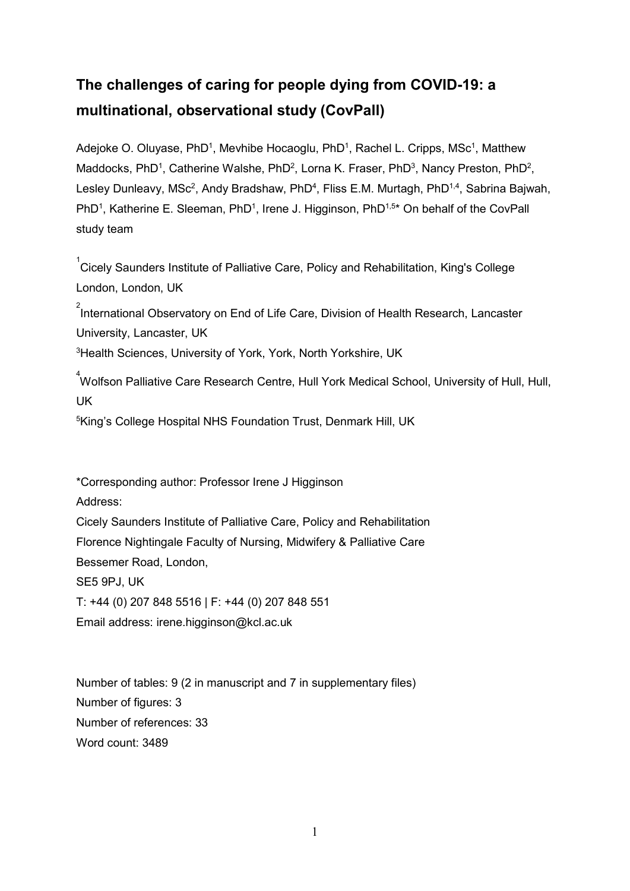# The challenges of caring for people dying from COVID-19: a multinational, observational study (CovPall)

Adejoke O. Oluyase, PhD[1], Mevhibe Hocaoglu, PhD[1], Rachel L. Cripps, MSc[1], Matthew Maddocks, PhD[1], Catherine Walshe, PhD[2], Lorna K. Fraser, PhD[3], Nancy Preston, PhD[2], Lesley Dunleavy, MSc[2], Andy Bradshaw, PhD[4], Fliss E.M. Murtagh, PhD[1,4], Sabrina Bajwah, PhD[1], Katherine E. Sleeman, PhD[1], Irene J. Higginson, PhD[1,5]* On behalf of the CovPall study team

[1]Cicely Saunders Institute of Palliative Care, Policy and Rehabilitation, King's College London, London, UK

[2]International Observatory on End of Life Care, Division of Health Research, Lancaster University, Lancaster, UK

[3]Health Sciences, University of York, York, North Yorkshire, UK

[4]Wolfson Palliative Care Research Centre, Hull York Medical School, University of Hull, Hull, UK

[5]King's College Hospital NHS Foundation Trust, Denmark Hill, UK

*Corresponding author: Professor Irene J Higginson

Address:

Cicely Saunders Institute of Palliative Care, Policy and Rehabilitation

Florence Nightingale Faculty of Nursing, Midwifery & Palliative Care

Bessemer Road, London,

SE5 9PJ, UK

T: +44 (0) 207 848 5516 | F: +44 (0) 207 848 551

Email address: irene.higginson@kcl.ac.uk

Number of tables: 9 (2 in manuscript and 7 in supplementary files)

Number of figures: 3

Number of references: 33

Word count: 3489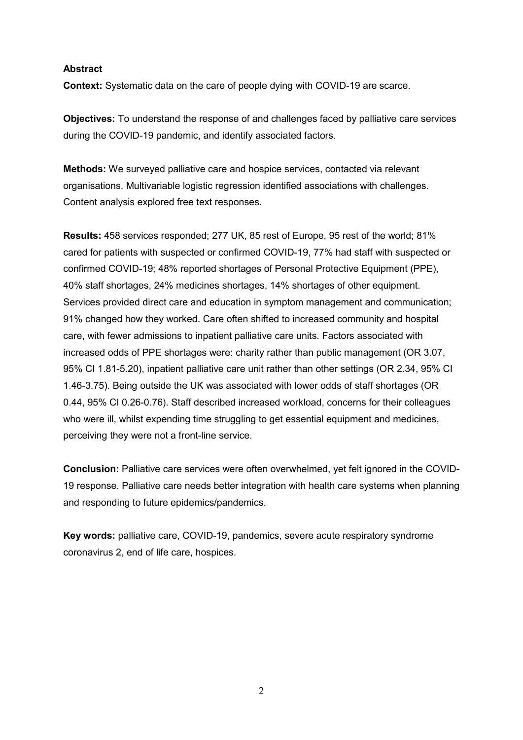## Abstract

**Context:** Systematic data on the care of people dying with COVID-19 are scarce.

**Objectives:** To understand the response of and challenges faced by palliative care services during the COVID-19 pandemic, and identify associated factors.

**Methods:** We surveyed palliative care and hospice services, contacted via relevant organisations. Multivariable logistic regression identified associations with challenges. Content analysis explored free text responses.

**Results:** 458 services responded; 277 UK, 85 rest of Europe, 95 rest of the world; 81% cared for patients with suspected or confirmed COVID-19, 77% had staff with suspected or confirmed COVID-19; 48% reported shortages of Personal Protective Equipment (PPE), 40% staff shortages, 24% medicines shortages, 14% shortages of other equipment. Services provided direct care and education in symptom management and communication; 91% changed how they worked. Care often shifted to increased community and hospital care, with fewer admissions to inpatient palliative care units. Factors associated with increased odds of PPE shortages were: charity rather than public management (OR 3.07, 95% CI 1.81-5.20), inpatient palliative care unit rather than other settings (OR 2.34, 95% CI 1.46-3.75). Being outside the UK was associated with lower odds of staff shortages (OR 0.44, 95% CI 0.26-0.76). Staff described increased workload, concerns for their colleagues who were ill, whilst expending time struggling to get essential equipment and medicines, perceiving they were not a front-line service.

**Conclusion:** Palliative care services were often overwhelmed, yet felt ignored in the COVID-19 response. Palliative care needs better integration with health care systems when planning and responding to future epidemics/pandemics.

**Key words:** palliative care, COVID-19, pandemics, severe acute respiratory syndrome coronavirus 2, end of life care, hospices.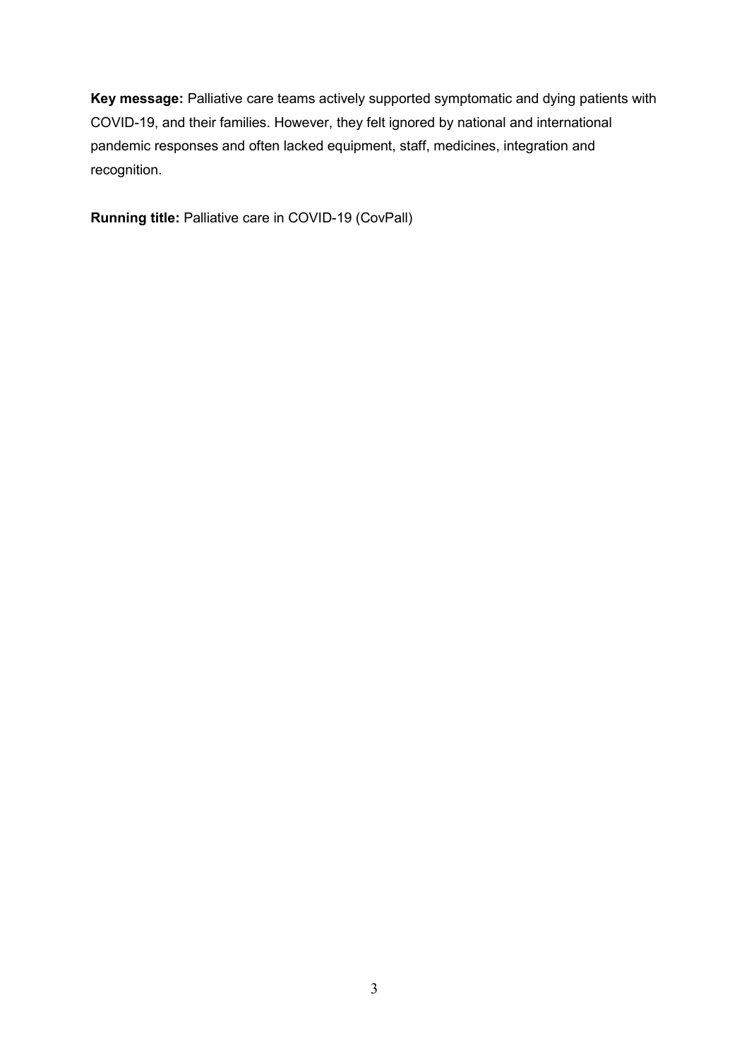**Key message:** Palliative care teams actively supported symptomatic and dying patients with COVID-19, and their families. However, they felt ignored by national and international pandemic responses and often lacked equipment, staff, medicines, integration and recognition.

**Running title:** Palliative care in COVID-19 (CovPall)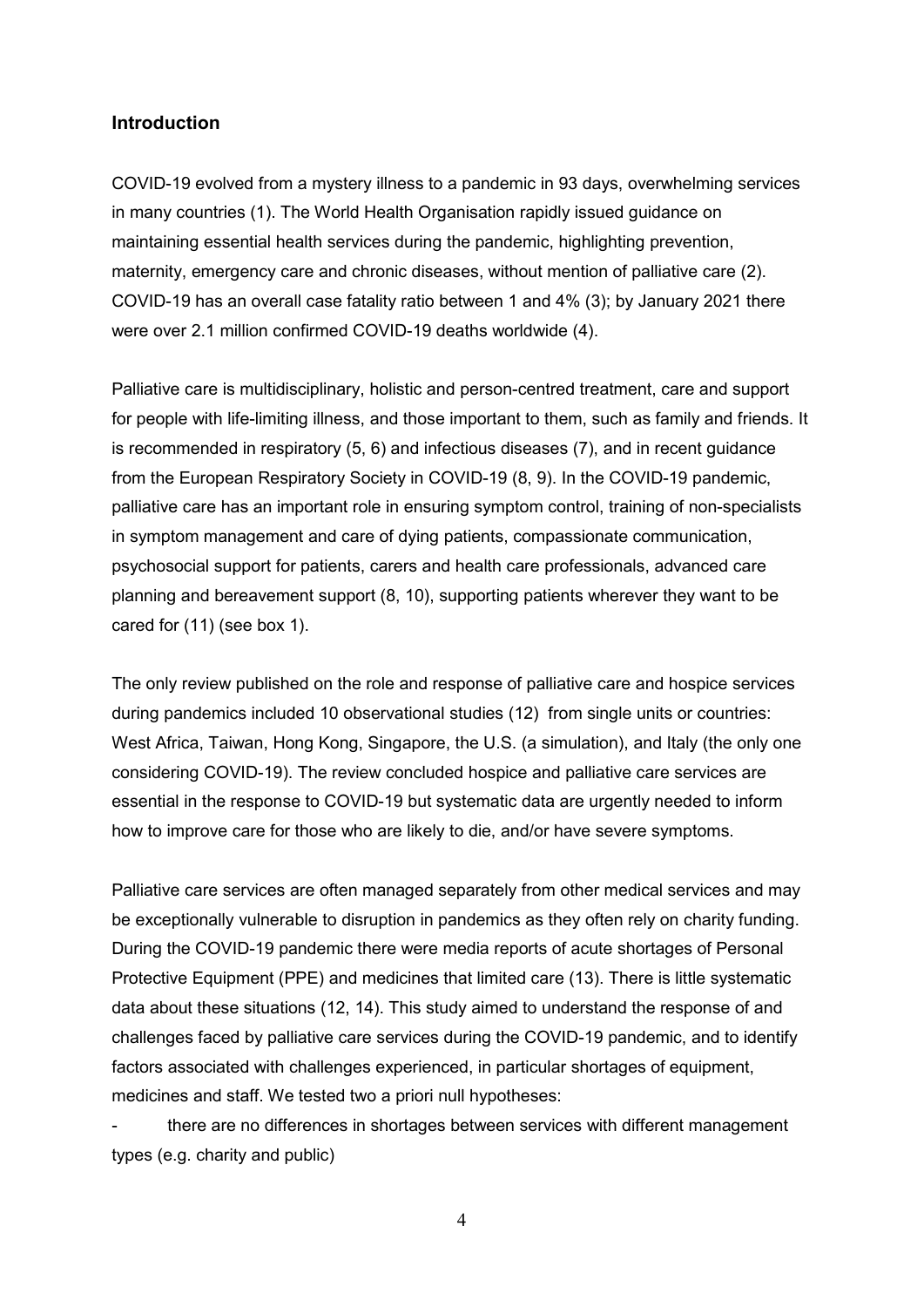## Introduction

COVID-19 evolved from a mystery illness to a pandemic in 93 days, overwhelming services in many countries (1). The World Health Organisation rapidly issued guidance on maintaining essential health services during the pandemic, highlighting prevention, maternity, emergency care and chronic diseases, without mention of palliative care (2). COVID-19 has an overall case fatality ratio between 1 and 4% (3); by January 2021 there were over 2.1 million confirmed COVID-19 deaths worldwide (4).

Palliative care is multidisciplinary, holistic and person-centred treatment, care and support for people with life-limiting illness, and those important to them, such as family and friends. It is recommended in respiratory (5, 6) and infectious diseases (7), and in recent guidance from the European Respiratory Society in COVID-19 (8, 9). In the COVID-19 pandemic, palliative care has an important role in ensuring symptom control, training of non-specialists in symptom management and care of dying patients, compassionate communication, psychosocial support for patients, carers and health care professionals, advanced care planning and bereavement support (8, 10), supporting patients wherever they want to be cared for (11) (see box 1).

The only review published on the role and response of palliative care and hospice services during pandemics included 10 observational studies (12) from single units or countries: West Africa, Taiwan, Hong Kong, Singapore, the U.S. (a simulation), and Italy (the only one considering COVID-19). The review concluded hospice and palliative care services are essential in the response to COVID-19 but systematic data are urgently needed to inform how to improve care for those who are likely to die, and/or have severe symptoms.

Palliative care services are often managed separately from other medical services and may be exceptionally vulnerable to disruption in pandemics as they often rely on charity funding. During the COVID-19 pandemic there were media reports of acute shortages of Personal Protective Equipment (PPE) and medicines that limited care (13). There is little systematic data about these situations (12, 14). This study aimed to understand the response of and challenges faced by palliative care services during the COVID-19 pandemic, and to identify factors associated with challenges experienced, in particular shortages of equipment, medicines and staff. We tested two a priori null hypotheses:

- there are no differences in shortages between services with different management types (e.g. charity and public)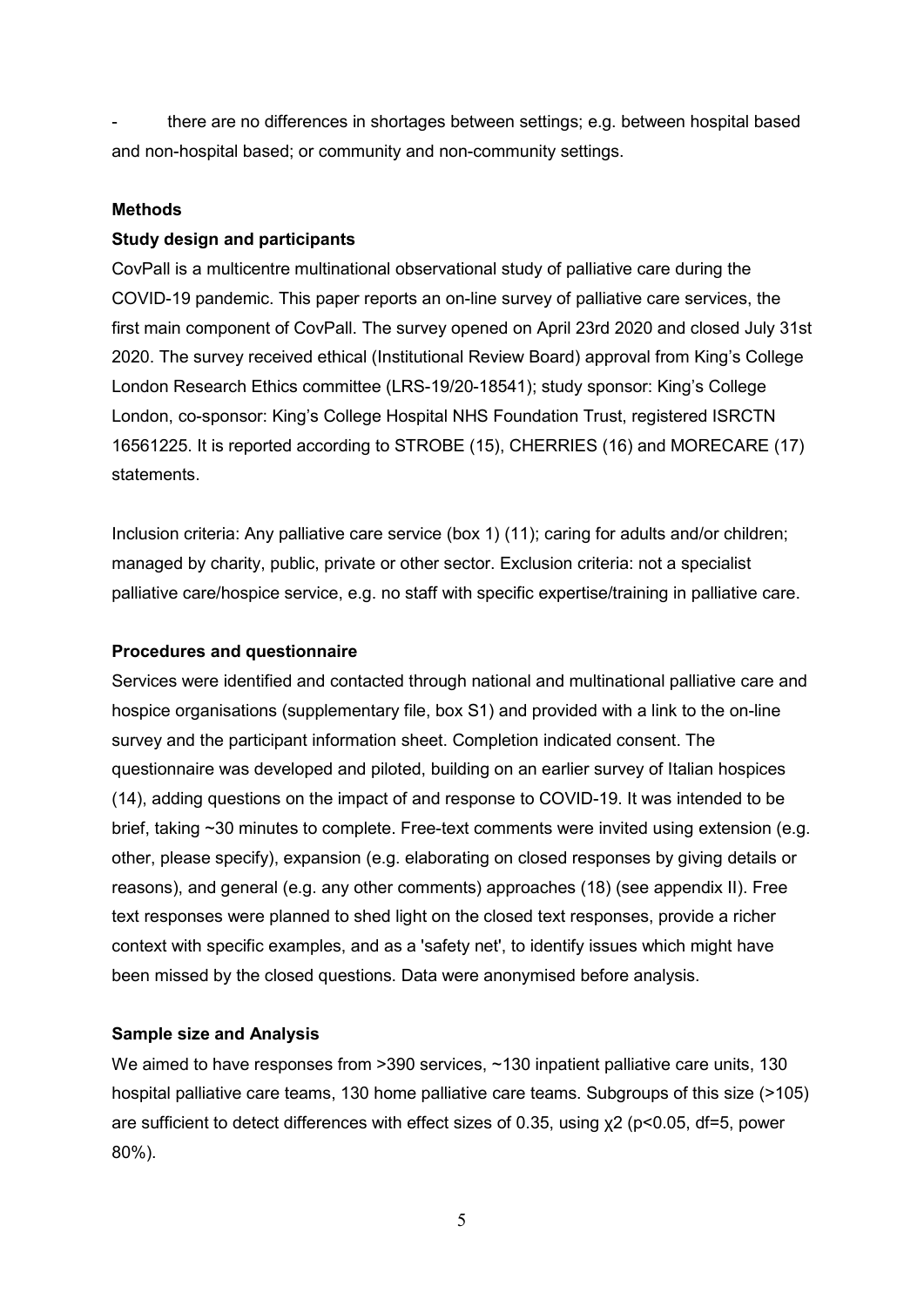- there are no differences in shortages between settings; e.g. between hospital based and non-hospital based; or community and non-community settings.

## Methods

### Study design and participants

CovPall is a multicentre multinational observational study of palliative care during the COVID-19 pandemic. This paper reports an on-line survey of palliative care services, the first main component of CovPall. The survey opened on April 23rd 2020 and closed July 31st 2020. The survey received ethical (Institutional Review Board) approval from King's College London Research Ethics committee (LRS-19/20-18541); study sponsor: King's College London, co-sponsor: King's College Hospital NHS Foundation Trust, registered ISRCTN 16561225. It is reported according to STROBE (15), CHERRIES (16) and MORECARE (17) statements.

Inclusion criteria: Any palliative care service (box 1) (11); caring for adults and/or children; managed by charity, public, private or other sector. Exclusion criteria: not a specialist palliative care/hospice service, e.g. no staff with specific expertise/training in palliative care.

### Procedures and questionnaire

Services were identified and contacted through national and multinational palliative care and hospice organisations (supplementary file, box S1) and provided with a link to the on-line survey and the participant information sheet. Completion indicated consent. The questionnaire was developed and piloted, building on an earlier survey of Italian hospices (14), adding questions on the impact of and response to COVID-19. It was intended to be brief, taking ~30 minutes to complete. Free-text comments were invited using extension (e.g. other, please specify), expansion (e.g. elaborating on closed responses by giving details or reasons), and general (e.g. any other comments) approaches (18) (see appendix II). Free text responses were planned to shed light on the closed text responses, provide a richer context with specific examples, and as a 'safety net', to identify issues which might have been missed by the closed questions. Data were anonymised before analysis.

### Sample size and Analysis

We aimed to have responses from >390 services, ~130 inpatient palliative care units, 130 hospital palliative care teams, 130 home palliative care teams. Subgroups of this size (>105) are sufficient to detect differences with effect sizes of 0.35, using $\chi^2$ ($p<0.05$, df=5, power 80%).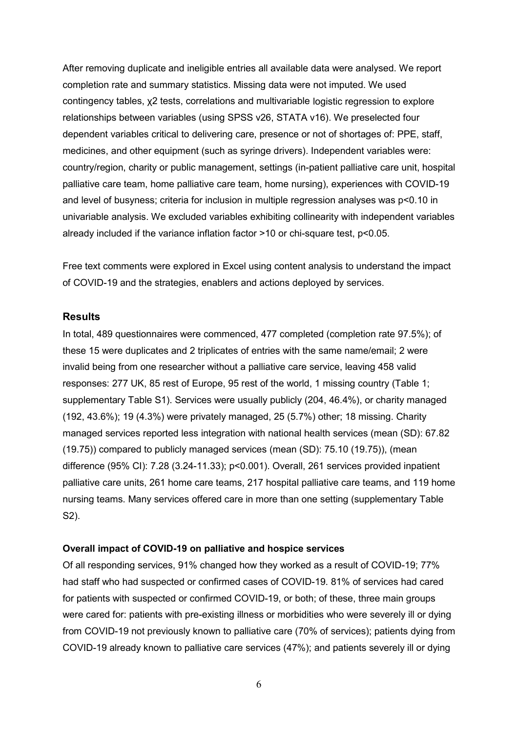After removing duplicate and ineligible entries all available data were analysed. We report completion rate and summary statistics. Missing data were not imputed. We used contingency tables, $\chi 2$ tests, correlations and multivariable logistic regression to explore relationships between variables (using SPSS v26, STATA v16). We preselected four dependent variables critical to delivering care, presence or not of shortages of: PPE, staff, medicines, and other equipment (such as syringe drivers). Independent variables were: country/region, charity or public management, settings (in-patient palliative care unit, hospital palliative care team, home palliative care team, home nursing), experiences with COVID-19 and level of busyness; criteria for inclusion in multiple regression analyses was $p<0.10$ in univariable analysis. We excluded variables exhibiting collinearity with independent variables already included if the variance inflation factor >10 or chi-square test, $p<0.05$.

Free text comments were explored in Excel using content analysis to understand the impact of COVID-19 and the strategies, enablers and actions deployed by services.

## Results

In total, 489 questionnaires were commenced, 477 completed (completion rate 97.5%); of these 15 were duplicates and 2 triplicates of entries with the same name/email; 2 were invalid being from one researcher without a palliative care service, leaving 458 valid responses: 277 UK, 85 rest of Europe, 95 rest of the world, 1 missing country (Table 1; supplementary Table S1). Services were usually publicly (204, 46.4%), or charity managed (192, 43.6%); 19 (4.3%) were privately managed, 25 (5.7%) other; 18 missing. Charity managed services reported less integration with national health services (mean (SD): 67.82 (19.75)) compared to publicly managed services (mean (SD): 75.10 (19.75)), (mean difference (95% CI): 7.28 (3.24-11.33); $p<0.001$). Overall, 261 services provided inpatient palliative care units, 261 home care teams, 217 hospital palliative care teams, and 119 home nursing teams. Many services offered care in more than one setting (supplementary Table S2).

### Overall impact of COVID-19 on palliative and hospice services

Of all responding services, 91% changed how they worked as a result of COVID-19; 77% had staff who had suspected or confirmed cases of COVID-19. 81% of services had cared for patients with suspected or confirmed COVID-19, or both; of these, three main groups were cared for: patients with pre-existing illness or morbidities who were severely ill or dying from COVID-19 not previously known to palliative care (70% of services); patients dying from COVID-19 already known to palliative care services (47%); and patients severely ill or dying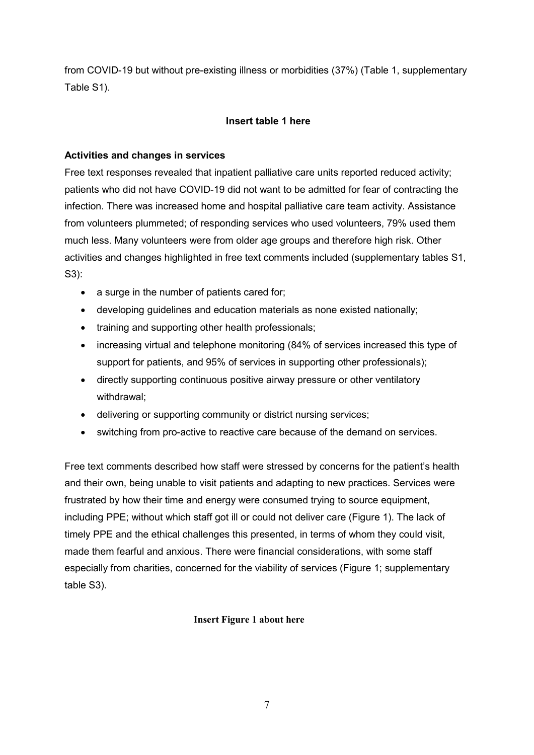from COVID-19 but without pre-existing illness or morbidities (37%) (Table 1, supplementary Table S1).

**Insert table 1 here**

**Activities and changes in services**

Free text responses revealed that inpatient palliative care units reported reduced activity; patients who did not have COVID-19 did not want to be admitted for fear of contracting the infection. There was increased home and hospital palliative care team activity. Assistance from volunteers plummeted; of responding services who used volunteers, 79% used them much less. Many volunteers were from older age groups and therefore high risk. Other activities and changes highlighted in free text comments included (supplementary tables S1, S3):

- a surge in the number of patients cared for;
- developing guidelines and education materials as none existed nationally;
- training and supporting other health professionals;
- increasing virtual and telephone monitoring (84% of services increased this type of support for patients, and 95% of services in supporting other professionals);
- directly supporting continuous positive airway pressure or other ventilatory withdrawal;
- delivering or supporting community or district nursing services;
- switching from pro-active to reactive care because of the demand on services.

Free text comments described how staff were stressed by concerns for the patient's health and their own, being unable to visit patients and adapting to new practices. Services were frustrated by how their time and energy were consumed trying to source equipment, including PPE; without which staff got ill or could not deliver care (Figure 1). The lack of timely PPE and the ethical challenges this presented, in terms of whom they could visit, made them fearful and anxious. There were financial considerations, with some staff especially from charities, concerned for the viability of services (Figure 1; supplementary table S3).

**Insert Figure 1 about here**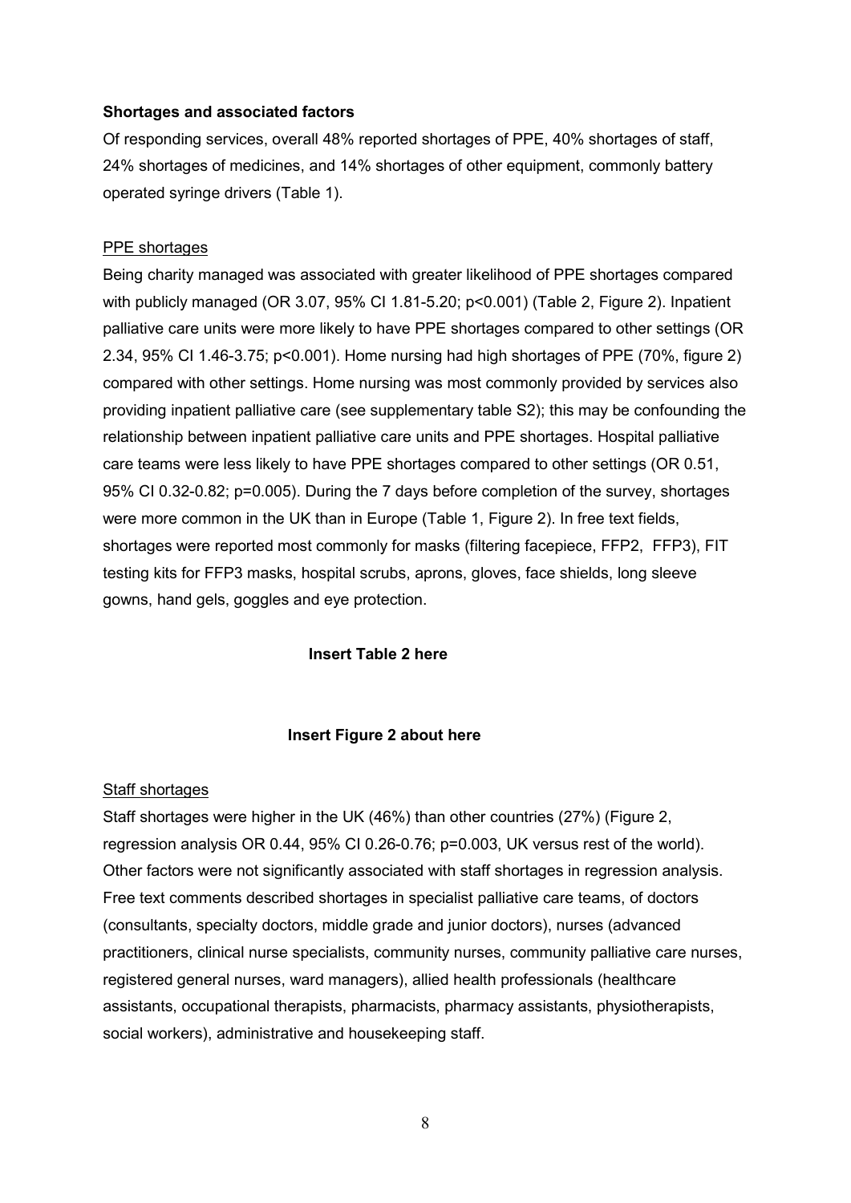### Shortages and associated factors

Of responding services, overall 48% reported shortages of PPE, 40% shortages of staff, 24% shortages of medicines, and 14% shortages of other equipment, commonly battery operated syringe drivers (Table 1).

#### PPE shortages

Being charity managed was associated with greater likelihood of PPE shortages compared with publicly managed (OR 3.07, 95% CI 1.81-5.20; $p<0.001$) (Table 2, Figure 2). Inpatient palliative care units were more likely to have PPE shortages compared to other settings (OR 2.34, 95% CI 1.46-3.75; $p<0.001$). Home nursing had high shortages of PPE (70%, figure 2) compared with other settings. Home nursing was most commonly provided by services also providing inpatient palliative care (see supplementary table S2); this may be confounding the relationship between inpatient palliative care units and PPE shortages. Hospital palliative care teams were less likely to have PPE shortages compared to other settings (OR 0.51, 95% CI 0.32-0.82; $p=0.005$). During the 7 days before completion of the survey, shortages were more common in the UK than in Europe (Table 1, Figure 2). In free text fields, shortages were reported most commonly for masks (filtering facepiece, FFP2, FFP3), FIT testing kits for FFP3 masks, hospital scrubs, aprons, gloves, face shields, long sleeve gowns, hand gels, goggles and eye protection.

**Insert Table 2 here**

**Insert Figure 2 about here**

#### Staff shortages

Staff shortages were higher in the UK (46%) than other countries (27%) (Figure 2, regression analysis OR 0.44, 95% CI 0.26-0.76; $p=0.003$, UK versus rest of the world). Other factors were not significantly associated with staff shortages in regression analysis. Free text comments described shortages in specialist palliative care teams, of doctors (consultants, specialty doctors, middle grade and junior doctors), nurses (advanced practitioners, clinical nurse specialists, community nurses, community palliative care nurses, registered general nurses, ward managers), allied health professionals (healthcare assistants, occupational therapists, pharmacists, pharmacy assistants, physiotherapists, social workers), administrative and housekeeping staff.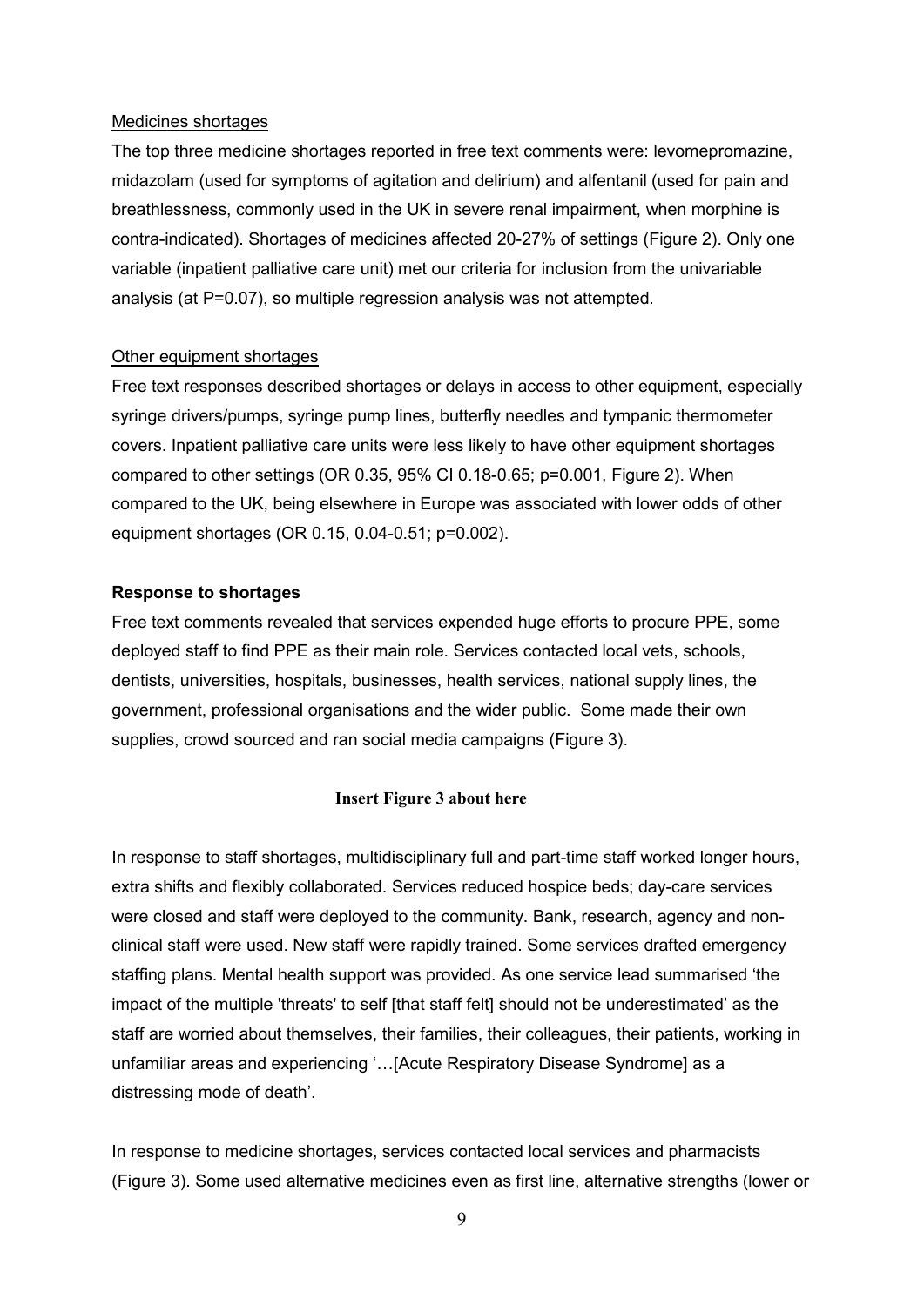Medicines shortages

The top three medicine shortages reported in free text comments were: levomepromazine, midazolam (used for symptoms of agitation and delirium) and alfentanil (used for pain and breathlessness, commonly used in the UK in severe renal impairment, when morphine is contra-indicated). Shortages of medicines affected 20-27% of settings (Figure 2). Only one variable (inpatient palliative care unit) met our criteria for inclusion from the univariable analysis (at P=0.07), so multiple regression analysis was not attempted.

Other equipment shortages

Free text responses described shortages or delays in access to other equipment, especially syringe drivers/pumps, syringe pump lines, butterfly needles and tympanic thermometer covers. Inpatient palliative care units were less likely to have other equipment shortages compared to other settings (OR 0.35, 95% CI 0.18-0.65; p=0.001, Figure 2). When compared to the UK, being elsewhere in Europe was associated with lower odds of other equipment shortages (OR 0.15, 0.04-0.51; p=0.002).

**Response to shortages**

Free text comments revealed that services expended huge efforts to procure PPE, some deployed staff to find PPE as their main role. Services contacted local vets, schools, dentists, universities, hospitals, businesses, health services, national supply lines, the government, professional organisations and the wider public. Some made their own supplies, crowd sourced and ran social media campaigns (Figure 3).

**Insert Figure 3 about here**

In response to staff shortages, multidisciplinary full and part-time staff worked longer hours, extra shifts and flexibly collaborated. Services reduced hospice beds; day-care services were closed and staff were deployed to the community. Bank, research, agency and non-clinical staff were used. New staff were rapidly trained. Some services drafted emergency staffing plans. Mental health support was provided. As one service lead summarised 'the impact of the multiple 'threats' to self [that staff felt] should not be underestimated' as the staff are worried about themselves, their families, their colleagues, their patients, working in unfamiliar areas and experiencing '…[Acute Respiratory Disease Syndrome] as a distressing mode of death'.

In response to medicine shortages, services contacted local services and pharmacists (Figure 3). Some used alternative medicines even as first line, alternative strengths (lower or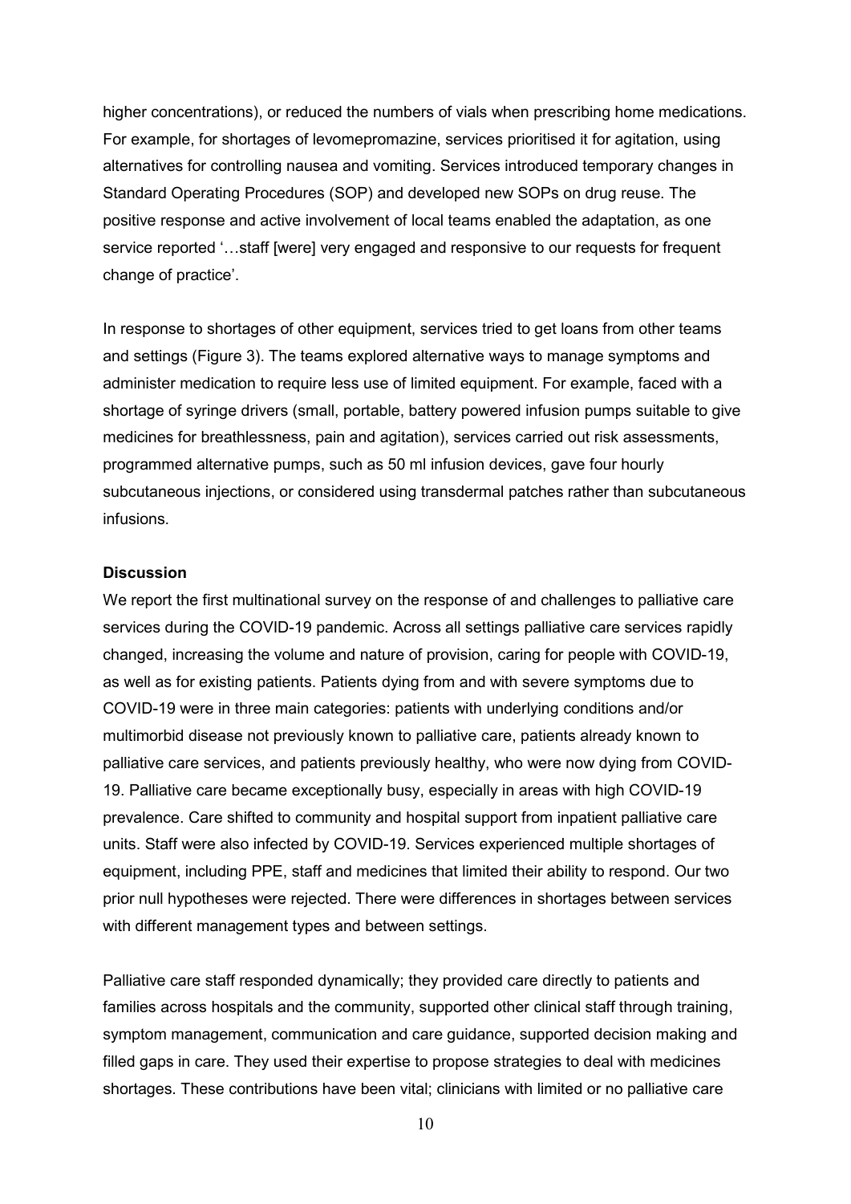higher concentrations), or reduced the numbers of vials when prescribing home medications. For example, for shortages of levomepromazine, services prioritised it for agitation, using alternatives for controlling nausea and vomiting. Services introduced temporary changes in Standard Operating Procedures (SOP) and developed new SOPs on drug reuse. The positive response and active involvement of local teams enabled the adaptation, as one service reported '…staff [were] very engaged and responsive to our requests for frequent change of practice'.

In response to shortages of other equipment, services tried to get loans from other teams and settings (Figure 3). The teams explored alternative ways to manage symptoms and administer medication to require less use of limited equipment. For example, faced with a shortage of syringe drivers (small, portable, battery powered infusion pumps suitable to give medicines for breathlessness, pain and agitation), services carried out risk assessments, programmed alternative pumps, such as 50 ml infusion devices, gave four hourly subcutaneous injections, or considered using transdermal patches rather than subcutaneous infusions.

**Discussion**

We report the first multinational survey on the response of and challenges to palliative care services during the COVID-19 pandemic. Across all settings palliative care services rapidly changed, increasing the volume and nature of provision, caring for people with COVID-19, as well as for existing patients. Patients dying from and with severe symptoms due to COVID-19 were in three main categories: patients with underlying conditions and/or multimorbid disease not previously known to palliative care, patients already known to palliative care services, and patients previously healthy, who were now dying from COVID-19. Palliative care became exceptionally busy, especially in areas with high COVID-19 prevalence. Care shifted to community and hospital support from inpatient palliative care units. Staff were also infected by COVID-19. Services experienced multiple shortages of equipment, including PPE, staff and medicines that limited their ability to respond. Our two prior null hypotheses were rejected. There were differences in shortages between services with different management types and between settings.

Palliative care staff responded dynamically; they provided care directly to patients and families across hospitals and the community, supported other clinical staff through training, symptom management, communication and care guidance, supported decision making and filled gaps in care. They used their expertise to propose strategies to deal with medicines shortages. These contributions have been vital; clinicians with limited or no palliative care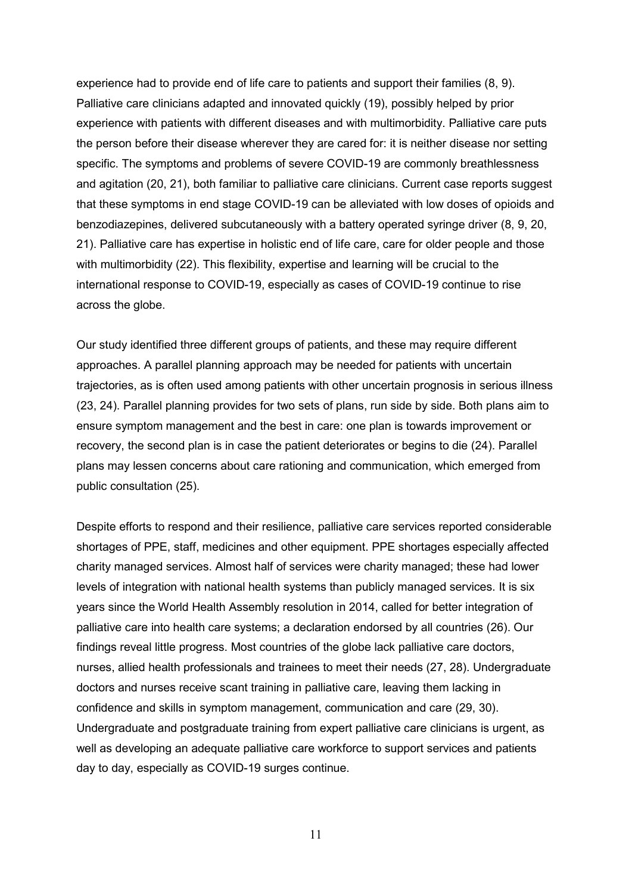experience had to provide end of life care to patients and support their families (8, 9). Palliative care clinicians adapted and innovated quickly (19), possibly helped by prior experience with patients with different diseases and with multimorbidity. Palliative care puts the person before their disease wherever they are cared for: it is neither disease nor setting specific. The symptoms and problems of severe COVID-19 are commonly breathlessness and agitation (20, 21), both familiar to palliative care clinicians. Current case reports suggest that these symptoms in end stage COVID-19 can be alleviated with low doses of opioids and benzodiazepines, delivered subcutaneously with a battery operated syringe driver (8, 9, 20, 21). Palliative care has expertise in holistic end of life care, care for older people and those with multimorbidity (22). This flexibility, expertise and learning will be crucial to the international response to COVID-19, especially as cases of COVID-19 continue to rise across the globe.

Our study identified three different groups of patients, and these may require different approaches. A parallel planning approach may be needed for patients with uncertain trajectories, as is often used among patients with other uncertain prognosis in serious illness (23, 24). Parallel planning provides for two sets of plans, run side by side. Both plans aim to ensure symptom management and the best in care: one plan is towards improvement or recovery, the second plan is in case the patient deteriorates or begins to die (24). Parallel plans may lessen concerns about care rationing and communication, which emerged from public consultation (25).

Despite efforts to respond and their resilience, palliative care services reported considerable shortages of PPE, staff, medicines and other equipment. PPE shortages especially affected charity managed services. Almost half of services were charity managed; these had lower levels of integration with national health systems than publicly managed services. It is six years since the World Health Assembly resolution in 2014, called for better integration of palliative care into health care systems; a declaration endorsed by all countries (26). Our findings reveal little progress. Most countries of the globe lack palliative care doctors, nurses, allied health professionals and trainees to meet their needs (27, 28). Undergraduate doctors and nurses receive scant training in palliative care, leaving them lacking in confidence and skills in symptom management, communication and care (29, 30). Undergraduate and postgraduate training from expert palliative care clinicians is urgent, as well as developing an adequate palliative care workforce to support services and patients day to day, especially as COVID-19 surges continue.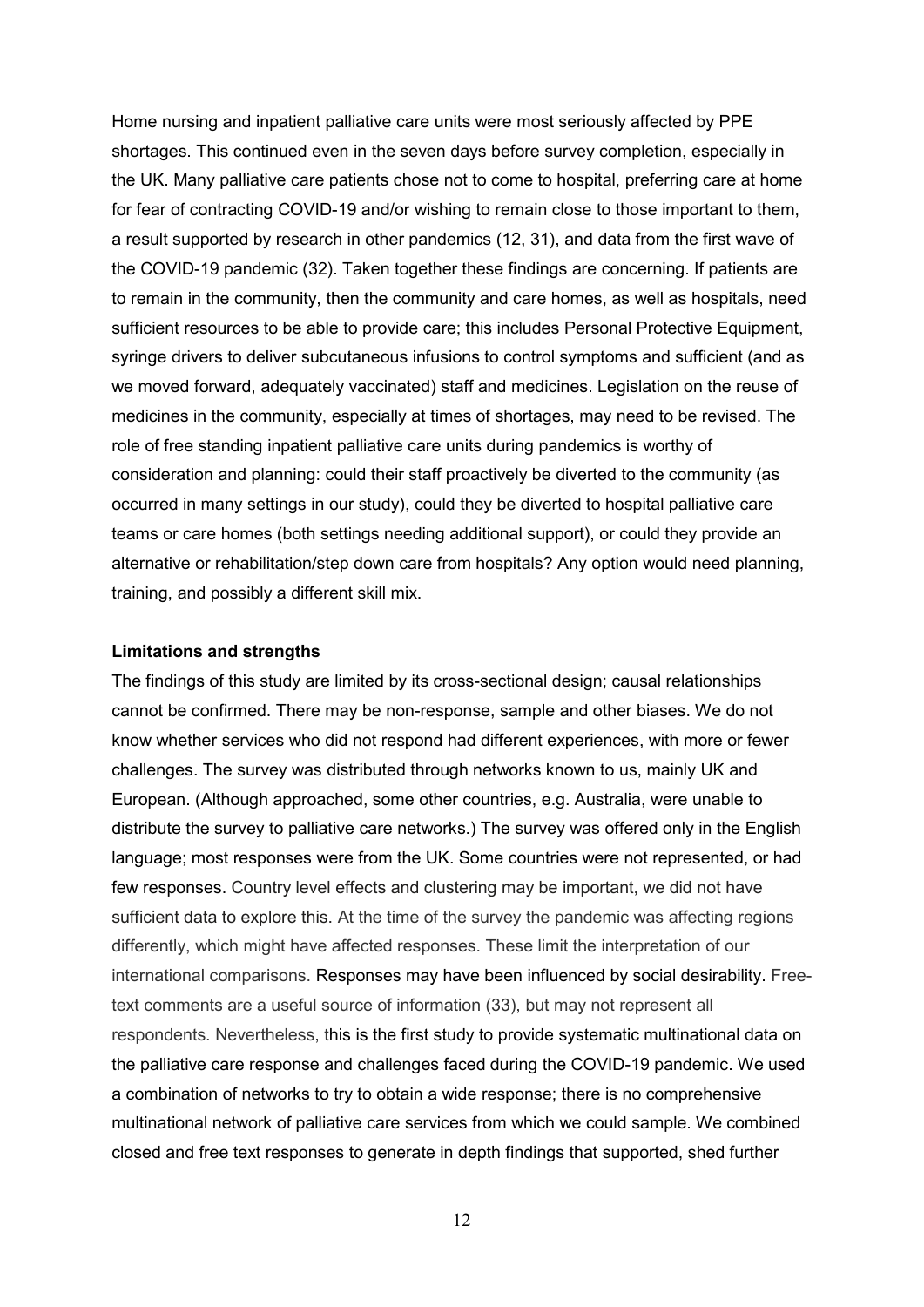Home nursing and inpatient palliative care units were most seriously affected by PPE shortages. This continued even in the seven days before survey completion, especially in the UK. Many palliative care patients chose not to come to hospital, preferring care at home for fear of contracting COVID-19 and/or wishing to remain close to those important to them, a result supported by research in other pandemics (12, 31), and data from the first wave of the COVID-19 pandemic (32). Taken together these findings are concerning. If patients are to remain in the community, then the community and care homes, as well as hospitals, need sufficient resources to be able to provide care; this includes Personal Protective Equipment, syringe drivers to deliver subcutaneous infusions to control symptoms and sufficient (and as we moved forward, adequately vaccinated) staff and medicines. Legislation on the reuse of medicines in the community, especially at times of shortages, may need to be revised. The role of free standing inpatient palliative care units during pandemics is worthy of consideration and planning: could their staff proactively be diverted to the community (as occurred in many settings in our study), could they be diverted to hospital palliative care teams or care homes (both settings needing additional support), or could they provide an alternative or rehabilitation/step down care from hospitals? Any option would need planning, training, and possibly a different skill mix.

**Limitations and strengths**

The findings of this study are limited by its cross-sectional design; causal relationships cannot be confirmed. There may be non-response, sample and other biases. We do not know whether services who did not respond had different experiences, with more or fewer challenges. The survey was distributed through networks known to us, mainly UK and European. (Although approached, some other countries, e.g. Australia, were unable to distribute the survey to palliative care networks.) The survey was offered only in the English language; most responses were from the UK. Some countries were not represented, or had few responses. Country level effects and clustering may be important, we did not have sufficient data to explore this. At the time of the survey the pandemic was affecting regions differently, which might have affected responses. These limit the interpretation of our international comparisons. Responses may have been influenced by social desirability. Free-text comments are a useful source of information (33), but may not represent all respondents. Nevertheless, this is the first study to provide systematic multinational data on the palliative care response and challenges faced during the COVID-19 pandemic. We used a combination of networks to try to obtain a wide response; there is no comprehensive multinational network of palliative care services from which we could sample. We combined closed and free text responses to generate in depth findings that supported, shed further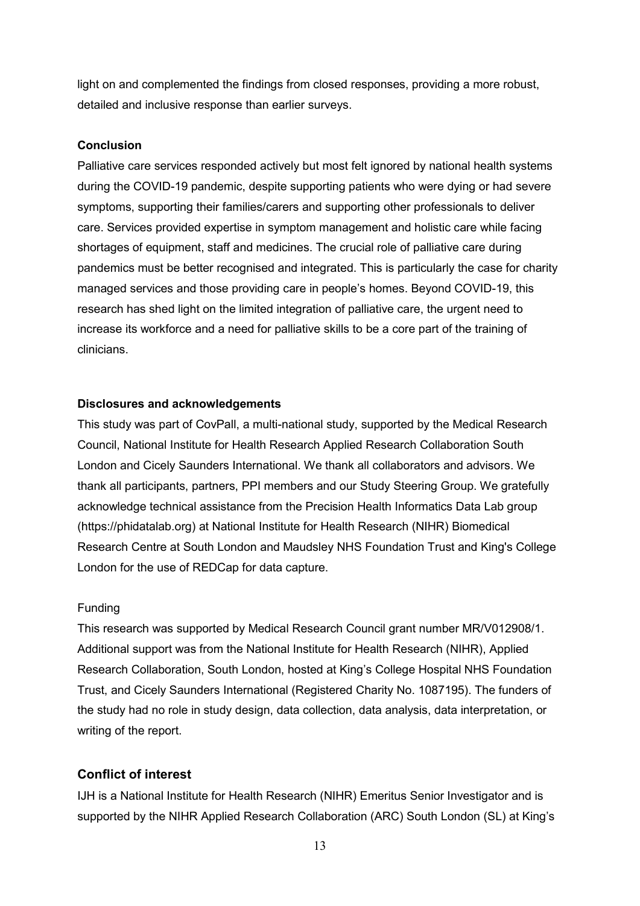light on and complemented the findings from closed responses, providing a more robust, detailed and inclusive response than earlier surveys.

**Conclusion**

Palliative care services responded actively but most felt ignored by national health systems during the COVID-19 pandemic, despite supporting patients who were dying or had severe symptoms, supporting their families/carers and supporting other professionals to deliver care. Services provided expertise in symptom management and holistic care while facing shortages of equipment, staff and medicines. The crucial role of palliative care during pandemics must be better recognised and integrated. This is particularly the case for charity managed services and those providing care in people's homes. Beyond COVID-19, this research has shed light on the limited integration of palliative care, the urgent need to increase its workforce and a need for palliative skills to be a core part of the training of clinicians.

**Disclosures and acknowledgements**

This study was part of CovPall, a multi-national study, supported by the Medical Research Council, National Institute for Health Research Applied Research Collaboration South London and Cicely Saunders International. We thank all collaborators and advisors. We thank all participants, partners, PPI members and our Study Steering Group. We gratefully acknowledge technical assistance from the Precision Health Informatics Data Lab group (https://phidatalab.org) at National Institute for Health Research (NIHR) Biomedical Research Centre at South London and Maudsley NHS Foundation Trust and King's College London for the use of REDCap for data capture.

Funding

This research was supported by Medical Research Council grant number MR/V012908/1. Additional support was from the National Institute for Health Research (NIHR), Applied Research Collaboration, South London, hosted at King's College Hospital NHS Foundation Trust, and Cicely Saunders International (Registered Charity No. 1087195). The funders of the study had no role in study design, data collection, data analysis, data interpretation, or writing of the report.

## Conflict of interest

IJH is a National Institute for Health Research (NIHR) Emeritus Senior Investigator and is supported by the NIHR Applied Research Collaboration (ARC) South London (SL) at King's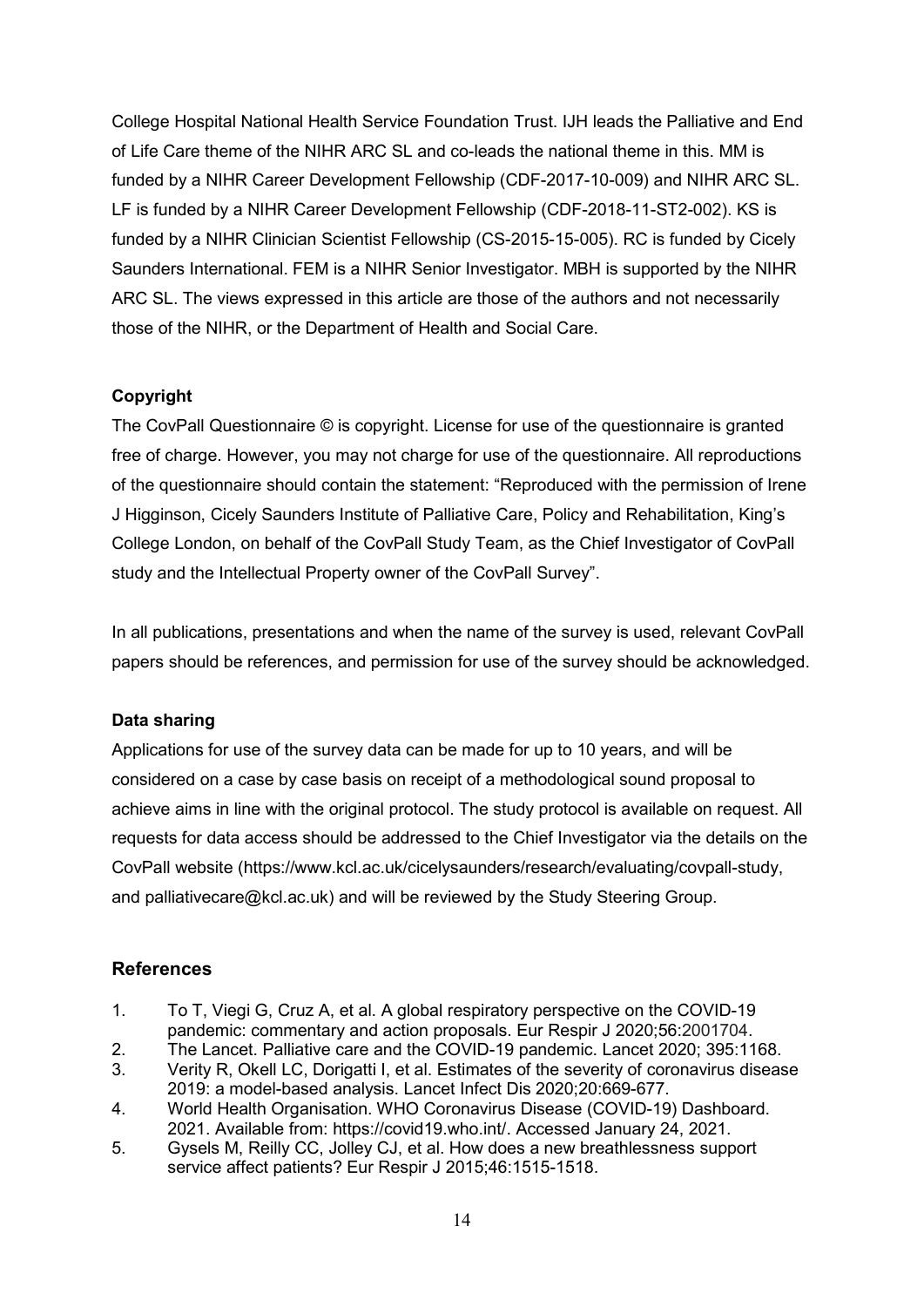College Hospital National Health Service Foundation Trust. IJH leads the Palliative and End of Life Care theme of the NIHR ARC SL and co-leads the national theme in this. MM is funded by a NIHR Career Development Fellowship (CDF-2017-10-009) and NIHR ARC SL. LF is funded by a NIHR Career Development Fellowship (CDF-2018-11-ST2-002). KS is funded by a NIHR Clinician Scientist Fellowship (CS-2015-15-005). RC is funded by Cicely Saunders International. FEM is a NIHR Senior Investigator. MBH is supported by the NIHR ARC SL. The views expressed in this article are those of the authors and not necessarily those of the NIHR, or the Department of Health and Social Care.

**Copyright**

The CovPall Questionnaire © is copyright. License for use of the questionnaire is granted free of charge. However, you may not charge for use of the questionnaire. All reproductions of the questionnaire should contain the statement: "Reproduced with the permission of Irene J Higginson, Cicely Saunders Institute of Palliative Care, Policy and Rehabilitation, King's College London, on behalf of the CovPall Study Team, as the Chief Investigator of CovPall study and the Intellectual Property owner of the CovPall Survey".

In all publications, presentations and when the name of the survey is used, relevant CovPall papers should be references, and permission for use of the survey should be acknowledged.

**Data sharing**

Applications for use of the survey data can be made for up to 10 years, and will be considered on a case by case basis on receipt of a methodological sound proposal to achieve aims in line with the original protocol. The study protocol is available on request. All requests for data access should be addressed to the Chief Investigator via the details on the CovPall website (https://www.kcl.ac.uk/cicelysaunders/research/evaluating/covpall-study, and palliativecare@kcl.ac.uk) and will be reviewed by the Study Steering Group.

## References

1. To T, Viegi G, Cruz A, et al. A global respiratory perspective on the COVID-19 pandemic: commentary and action proposals. Eur Respir J 2020;56:2001704.
2. The Lancet. Palliative care and the COVID-19 pandemic. Lancet 2020; 395:1168.
3. Verity R, Okell LC, Dorigatti I, et al. Estimates of the severity of coronavirus disease 2019: a model-based analysis. Lancet Infect Dis 2020;20:669-677.
4. World Health Organisation. WHO Coronavirus Disease (COVID-19) Dashboard. 2021. Available from: https://covid19.who.int/. Accessed January 24, 2021.
5. Gysels M, Reilly CC, Jolley CJ, et al. How does a new breathlessness support service affect patients? Eur Respir J 2015;46:1515-1518.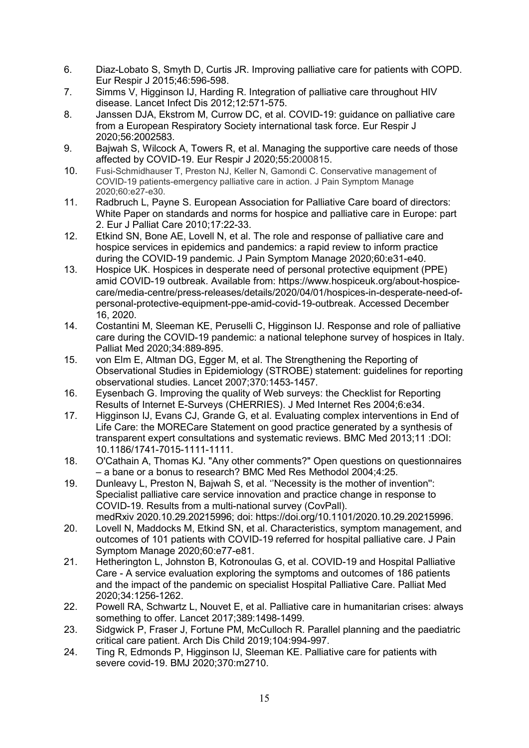6. Diaz-Lobato S, Smyth D, Curtis JR. Improving palliative care for patients with COPD. Eur Respir J 2015;46:596-598.
7. Simms V, Higginson IJ, Harding R. Integration of palliative care throughout HIV disease. Lancet Infect Dis 2012;12:571-575.
8. Janssen DJA, Ekstrom M, Currow DC, et al. COVID-19: guidance on palliative care from a European Respiratory Society international task force. Eur Respir J 2020;56:2002583.
9. Bajwah S, Wilcock A, Towers R, et al. Managing the supportive care needs of those affected by COVID-19. Eur Respir J 2020;55:2000815.
10. Fusi-Schmidhauser T, Preston NJ, Keller N, Gamondi C. Conservative management of COVID-19 patients-emergency palliative care in action. J Pain Symptom Manage 2020;60:e27-e30.
11. Radbruch L, Payne S. European Association for Palliative Care board of directors: White Paper on standards and norms for hospice and palliative care in Europe: part 2. Eur J Palliat Care 2010;17:22-33.
12. Etkind SN, Bone AE, Lovell N, et al. The role and response of palliative care and hospice services in epidemics and pandemics: a rapid review to inform practice during the COVID-19 pandemic. J Pain Symptom Manage 2020;60:e31-e40.
13. Hospice UK. Hospices in desperate need of personal protective equipment (PPE) amid COVID-19 outbreak. Available from: https://www.hospiceuk.org/about-hospice-care/media-centre/press-releases/details/2020/04/01/hospices-in-desperate-need-of-personal-protective-equipment-ppe-amid-covid-19-outbreak. Accessed December 16, 2020.
14. Costantini M, Sleeman KE, Peruselli C, Higginson IJ. Response and role of palliative care during the COVID-19 pandemic: a national telephone survey of hospices in Italy. Palliat Med 2020;34:889-895.
15. von Elm E, Altman DG, Egger M, et al. The Strengthening the Reporting of Observational Studies in Epidemiology (STROBE) statement: guidelines for reporting observational studies. Lancet 2007;370:1453-1457.
16. Eysenbach G. Improving the quality of Web surveys: the Checklist for Reporting Results of Internet E-Surveys (CHERRIES). J Med Internet Res 2004;6:e34.
17. Higginson IJ, Evans CJ, Grande G, et al. Evaluating complex interventions in End of Life Care: the MORECare Statement on good practice generated by a synthesis of transparent expert consultations and systematic reviews. BMC Med 2013;11 :DOI: 10.1186/1741-7015-1111-1111.
18. O'Cathain A, Thomas KJ. "Any other comments?" Open questions on questionnaires – a bane or a bonus to research? BMC Med Res Methodol 2004;4:25.
19. Dunleavy L, Preston N, Bajwah S, et al. ''Necessity is the mother of invention'': Specialist palliative care service innovation and practice change in response to COVID-19. Results from a multi-national survey (CovPall). medRxiv 2020.10.29.20215996; doi: https://doi.org/10.1101/2020.10.29.20215996.
20. Lovell N, Maddocks M, Etkind SN, et al. Characteristics, symptom management, and outcomes of 101 patients with COVID-19 referred for hospital palliative care. J Pain Symptom Manage 2020;60:e77-e81.
21. Hetherington L, Johnston B, Kotronoulas G, et al. COVID-19 and Hospital Palliative Care - A service evaluation exploring the symptoms and outcomes of 186 patients and the impact of the pandemic on specialist Hospital Palliative Care. Palliat Med 2020;34:1256-1262.
22. Powell RA, Schwartz L, Nouvet E, et al. Palliative care in humanitarian crises: always something to offer. Lancet 2017;389:1498-1499.
23. Sidgwick P, Fraser J, Fortune PM, McCulloch R. Parallel planning and the paediatric critical care patient. Arch Dis Child 2019;104:994-997.
24. Ting R, Edmonds P, Higginson IJ, Sleeman KE. Palliative care for patients with severe covid-19. BMJ 2020;370:m2710.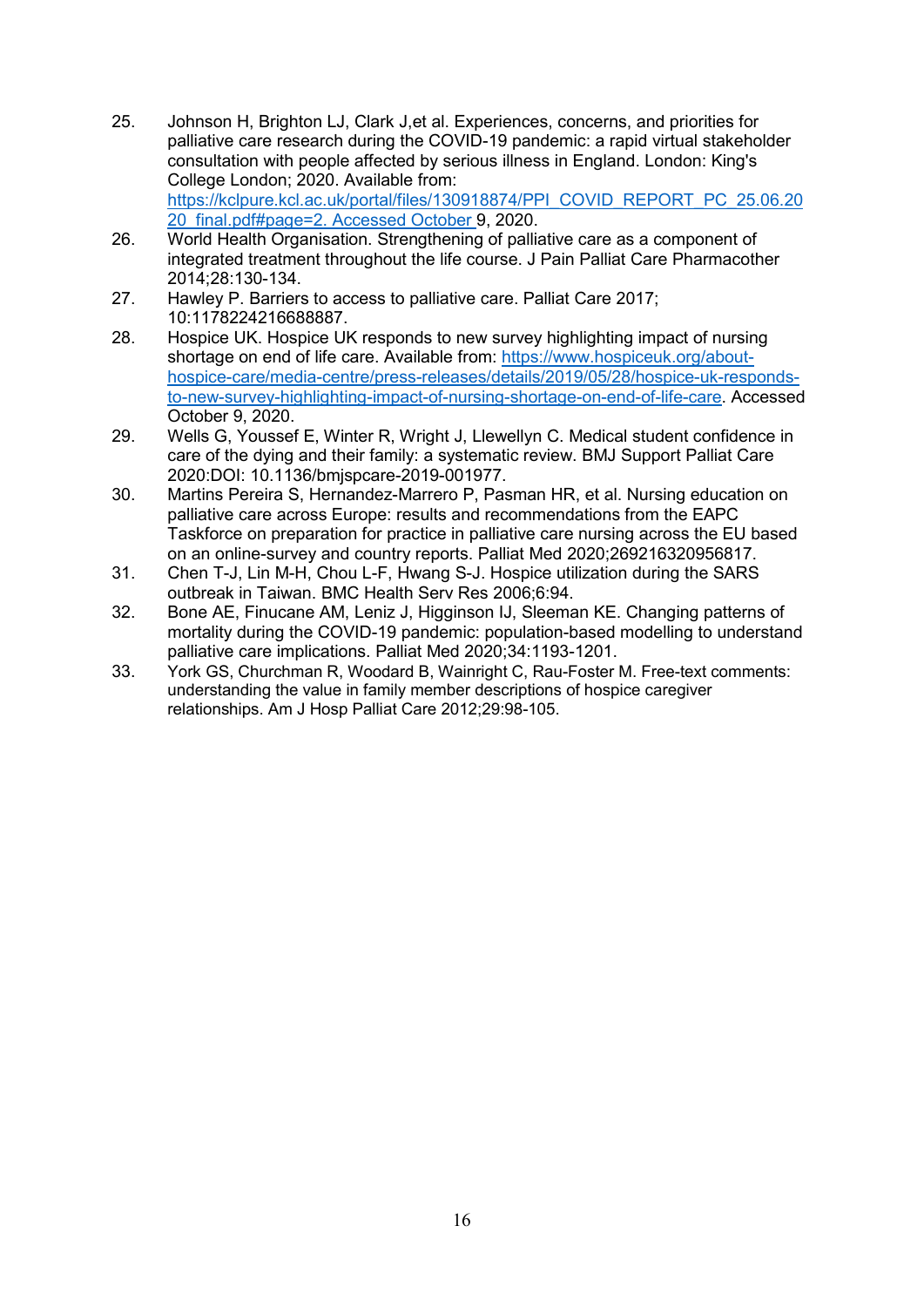25. Johnson H, Brighton LJ, Clark J,et al. Experiences, concerns, and priorities for palliative care research during the COVID-19 pandemic: a rapid virtual stakeholder consultation with people affected by serious illness in England. London: King's College London; 2020. Available from: https://kclpure.kcl.ac.uk/portal/files/130918874/PPI_COVID_REPORT_PC_25.06.2020_final.pdf#page=2. Accessed October 9, 2020.
26. World Health Organisation. Strengthening of palliative care as a component of integrated treatment throughout the life course. J Pain Palliat Care Pharmacother 2014;28:130-134.
27. Hawley P. Barriers to access to palliative care. Palliat Care 2017; 10:1178224216688887.
28. Hospice UK. Hospice UK responds to new survey highlighting impact of nursing shortage on end of life care. Available from: https://www.hospiceuk.org/about-hospice-care/media-centre/press-releases/details/2019/05/28/hospice-uk-responds-to-new-survey-highlighting-impact-of-nursing-shortage-on-end-of-life-care. Accessed October 9, 2020.
29. Wells G, Youssef E, Winter R, Wright J, Llewellyn C. Medical student confidence in care of the dying and their family: a systematic review. BMJ Support Palliat Care 2020:DOI: 10.1136/bmjspcare-2019-001977.
30. Martins Pereira S, Hernandez-Marrero P, Pasman HR, et al. Nursing education on palliative care across Europe: results and recommendations from the EAPC Taskforce on preparation for practice in palliative care nursing across the EU based on an online-survey and country reports. Palliat Med 2020;269216320956817.
31. Chen T-J, Lin M-H, Chou L-F, Hwang S-J. Hospice utilization during the SARS outbreak in Taiwan. BMC Health Serv Res 2006;6:94.
32. Bone AE, Finucane AM, Leniz J, Higginson IJ, Sleeman KE. Changing patterns of mortality during the COVID-19 pandemic: population-based modelling to understand palliative care implications. Palliat Med 2020;34:1193-1201.
33. York GS, Churchman R, Woodard B, Wainright C, Rau-Foster M. Free-text comments: understanding the value in family member descriptions of hospice caregiver relationships. Am J Hosp Palliat Care 2012;29:98-105.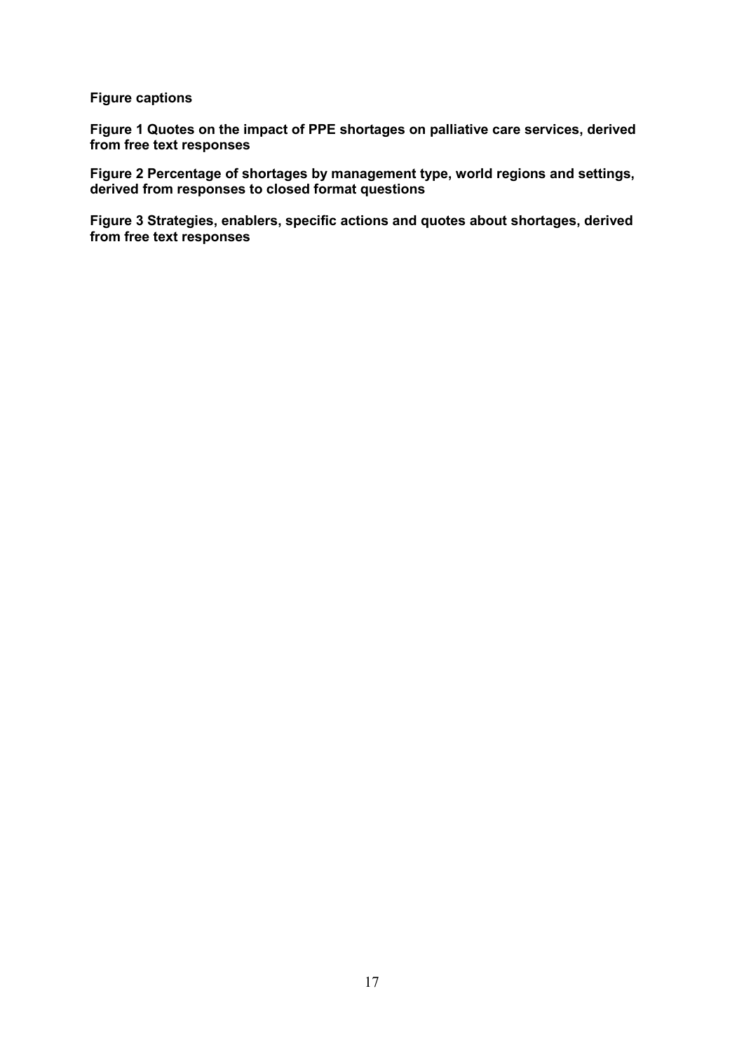**Figure captions**

**Figure 1 Quotes on the impact of PPE shortages on palliative care services, derived from free text responses**

**Figure 2 Percentage of shortages by management type, world regions and settings, derived from responses to closed format questions**

**Figure 3 Strategies, enablers, specific actions and quotes about shortages, derived from free text responses**